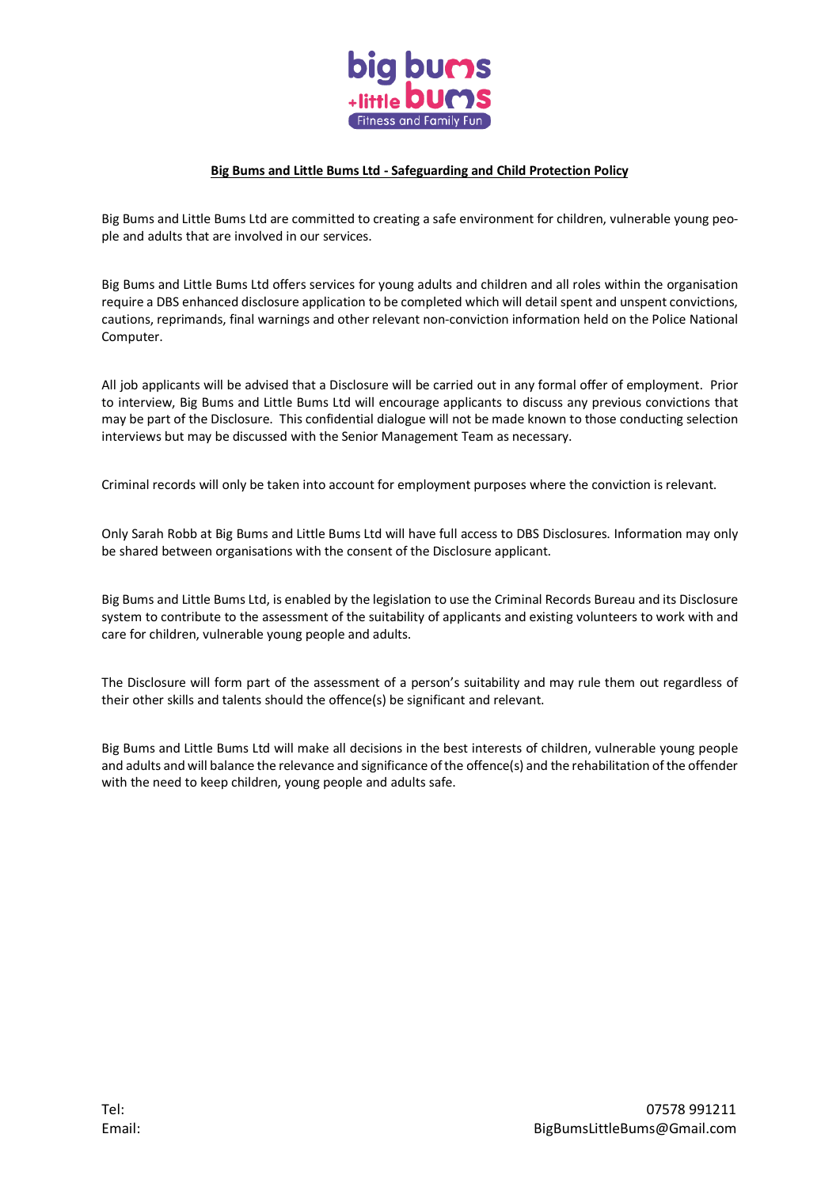# Big Bums and Little Bums Ltd - Safeguarding and Child Protection Policy

Big Bums and Little Bums Ltd are committed to creating a safe environment for children, vulnerable young people and adults that are involved in our services.

Big Bums and Little Bums Ltd offers services for young adults and children and all roles within the organisation require a DBS enhanced disclosure application to be completed which will detail spent and unspent convictions, cautions, reprimands, final warnings and other relevant non-conviction information held on the Police National Computer.

All job applicants will be advised that a Disclosure will be carried out in any formal offer of employment. Prior to interview, Big Bums and Little Bums Ltd will encourage applicants to discuss any previous convictions that may be part of the Disclosure. This confidential dialogue will not be made known to those conducting selection interviews but may be discussed with the Senior Management Team as necessary.

Criminal records will only be taken into account for employment purposes where the conviction is relevant.

Only Sarah Robb at Big Bums and Little Bums Ltd will have full access to DBS Disclosures. Information may only be shared between organisations with the consent of the Disclosure applicant.

Big Bums and Little Bums Ltd, is enabled by the legislation to use the Criminal Records Bureau and its Disclosure system to contribute to the assessment of the suitability of applicants and existing volunteers to work with and care for children, vulnerable young people and adults.

The Disclosure will form part of the assessment of a person's suitability and may rule them out regardless of their other skills and talents should the offence(s) be significant and relevant.

Big Bums and Little Bums Ltd will make all decisions in the best interests of children, vulnerable young people and adults and will balance the relevance and significance of the offence(s) and the rehabilitation of the offender with the need to keep children, young people and adults safe.

Tel: 07578 991211
Email: BigBumsLittleBums@Gmail.com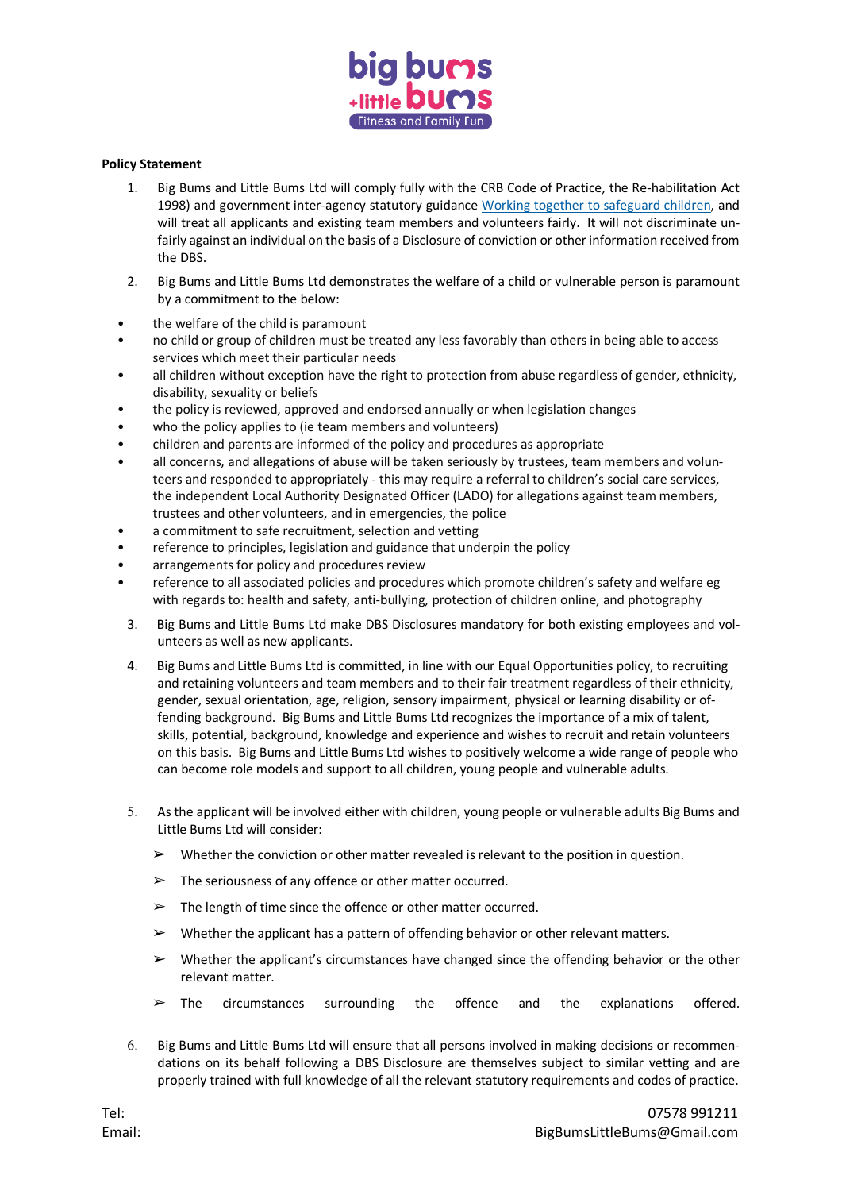**Policy Statement**

1. Big Bums and Little Bums Ltd will comply fully with the CRB Code of Practice, the Re-habilitation Act 1998) and government inter-agency statutory guidance [Working together to safeguard children](), and will treat all applicants and existing team members and volunteers fairly. It will not discriminate unfairly against an individual on the basis of a Disclosure of conviction or other information received from the DBS.

2. Big Bums and Little Bums Ltd demonstrates the welfare of a child or vulnerable person is paramount by a commitment to the below:

- the welfare of the child is paramount
- no child or group of children must be treated any less favorably than others in being able to access services which meet their particular needs
- all children without exception have the right to protection from abuse regardless of gender, ethnicity, disability, sexuality or beliefs
- the policy is reviewed, approved and endorsed annually or when legislation changes
- who the policy applies to (ie team members and volunteers)
- children and parents are informed of the policy and procedures as appropriate
- all concerns, and allegations of abuse will be taken seriously by trustees, team members and volunteers and responded to appropriately - this may require a referral to children's social care services, the independent Local Authority Designated Officer (LADO) for allegations against team members, trustees and other volunteers, and in emergencies, the police
- a commitment to safe recruitment, selection and vetting
- reference to principles, legislation and guidance that underpin the policy
- arrangements for policy and procedures review
- reference to all associated policies and procedures which promote children's safety and welfare eg with regards to: health and safety, anti-bullying, protection of children online, and photography

3. Big Bums and Little Bums Ltd make DBS Disclosures mandatory for both existing employees and volunteers as well as new applicants.

4. Big Bums and Little Bums Ltd is committed, in line with our Equal Opportunities policy, to recruiting and retaining volunteers and team members and to their fair treatment regardless of their ethnicity, gender, sexual orientation, age, religion, sensory impairment, physical or learning disability or offending background. Big Bums and Little Bums Ltd recognizes the importance of a mix of talent, skills, potential, background, knowledge and experience and wishes to recruit and retain volunteers on this basis. Big Bums and Little Bums Ltd wishes to positively welcome a wide range of people who can become role models and support to all children, young people and vulnerable adults.

5. As the applicant will be involved either with children, young people or vulnerable adults Big Bums and Little Bums Ltd will consider:

   - Whether the conviction or other matter revealed is relevant to the position in question.
   - The seriousness of any offence or other matter occurred.
   - The length of time since the offence or other matter occurred.
   - Whether the applicant has a pattern of offending behavior or other relevant matters.
   - Whether the applicant's circumstances have changed since the offending behavior or the other relevant matter.
   - The circumstances surrounding the offence and the explanations offered.

6. Big Bums and Little Bums Ltd will ensure that all persons involved in making decisions or recommendations on its behalf following a DBS Disclosure are themselves subject to similar vetting and are properly trained with full knowledge of all the relevant statutory requirements and codes of practice.

Tel: 07578 991211
Email: BigBumsLittleBums@Gmail.com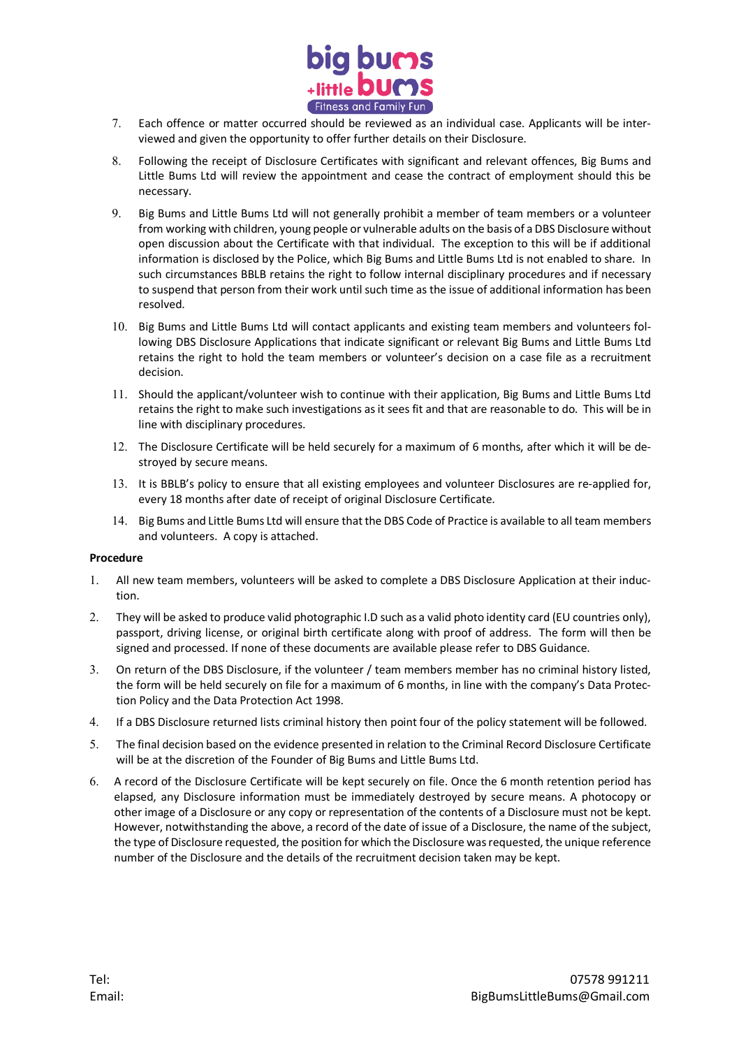7. Each offence or matter occurred should be reviewed as an individual case. Applicants will be interviewed and given the opportunity to offer further details on their Disclosure.

8. Following the receipt of Disclosure Certificates with significant and relevant offences, Big Bums and Little Bums Ltd will review the appointment and cease the contract of employment should this be necessary.

9. Big Bums and Little Bums Ltd will not generally prohibit a member of team members or a volunteer from working with children, young people or vulnerable adults on the basis of a DBS Disclosure without open discussion about the Certificate with that individual. The exception to this will be if additional information is disclosed by the Police, which Big Bums and Little Bums Ltd is not enabled to share. In such circumstances BBLB retains the right to follow internal disciplinary procedures and if necessary to suspend that person from their work until such time as the issue of additional information has been resolved.

10. Big Bums and Little Bums Ltd will contact applicants and existing team members and volunteers following DBS Disclosure Applications that indicate significant or relevant Big Bums and Little Bums Ltd retains the right to hold the team members or volunteer's decision on a case file as a recruitment decision.

11. Should the applicant/volunteer wish to continue with their application, Big Bums and Little Bums Ltd retains the right to make such investigations as it sees fit and that are reasonable to do. This will be in line with disciplinary procedures.

12. The Disclosure Certificate will be held securely for a maximum of 6 months, after which it will be destroyed by secure means.

13. It is BBLB's policy to ensure that all existing employees and volunteer Disclosures are re-applied for, every 18 months after date of receipt of original Disclosure Certificate.

14. Big Bums and Little Bums Ltd will ensure that the DBS Code of Practice is available to all team members and volunteers. A copy is attached.

**Procedure**

1. All new team members, volunteers will be asked to complete a DBS Disclosure Application at their induction.

2. They will be asked to produce valid photographic I.D such as a valid photo identity card (EU countries only), passport, driving license, or original birth certificate along with proof of address. The form will then be signed and processed. If none of these documents are available please refer to DBS Guidance.

3. On return of the DBS Disclosure, if the volunteer / team members member has no criminal history listed, the form will be held securely on file for a maximum of 6 months, in line with the company's Data Protection Policy and the Data Protection Act 1998.

4. If a DBS Disclosure returned lists criminal history then point four of the policy statement will be followed.

5. The final decision based on the evidence presented in relation to the Criminal Record Disclosure Certificate will be at the discretion of the Founder of Big Bums and Little Bums Ltd.

6. A record of the Disclosure Certificate will be kept securely on file. Once the 6 month retention period has elapsed, any Disclosure information must be immediately destroyed by secure means. A photocopy or other image of a Disclosure or any copy or representation of the contents of a Disclosure must not be kept. However, notwithstanding the above, a record of the date of issue of a Disclosure, the name of the subject, the type of Disclosure requested, the position for which the Disclosure was requested, the unique reference number of the Disclosure and the details of the recruitment decision taken may be kept.